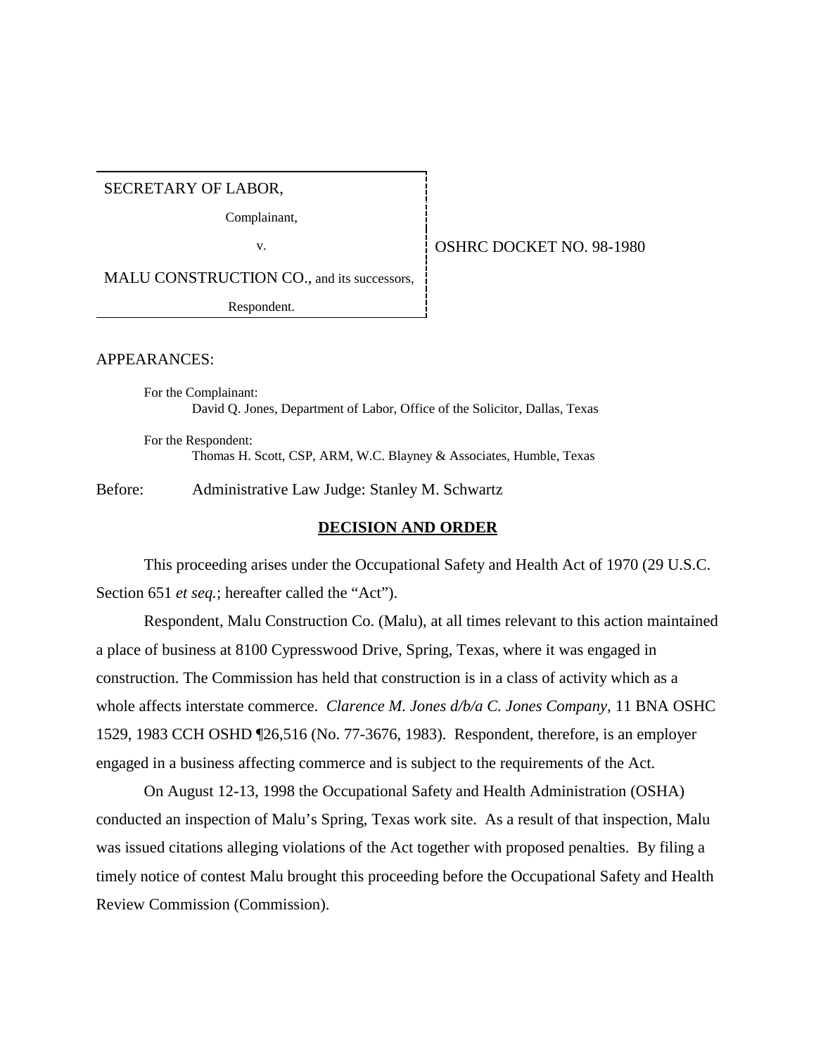SECRETARY OF LABOR,

Complainant,

v.

MALU CONSTRUCTION CO., and its successors,

Respondent.

OSHRC DOCKET NO. 98-1980

APPEARANCES:

For the Complainant:
David Q. Jones, Department of Labor, Office of the Solicitor, Dallas, Texas

For the Respondent:
Thomas H. Scott, CSP, ARM, W.C. Blayney & Associates, Humble, Texas

Before: Administrative Law Judge: Stanley M. Schwartz

## DECISION AND ORDER

This proceeding arises under the Occupational Safety and Health Act of 1970 (29 U.S.C. Section 651 *et seq.*; hereafter called the "Act").

Respondent, Malu Construction Co. (Malu), at all times relevant to this action maintained a place of business at 8100 Cypresswood Drive, Spring, Texas, where it was engaged in construction. The Commission has held that construction is in a class of activity which as a whole affects interstate commerce. *Clarence M. Jones d/b/a C. Jones Company*, 11 BNA OSHC 1529, 1983 CCH OSHD ¶26,516 (No. 77-3676, 1983). Respondent, therefore, is an employer engaged in a business affecting commerce and is subject to the requirements of the Act.

On August 12-13, 1998 the Occupational Safety and Health Administration (OSHA) conducted an inspection of Malu's Spring, Texas work site. As a result of that inspection, Malu was issued citations alleging violations of the Act together with proposed penalties. By filing a timely notice of contest Malu brought this proceeding before the Occupational Safety and Health Review Commission (Commission).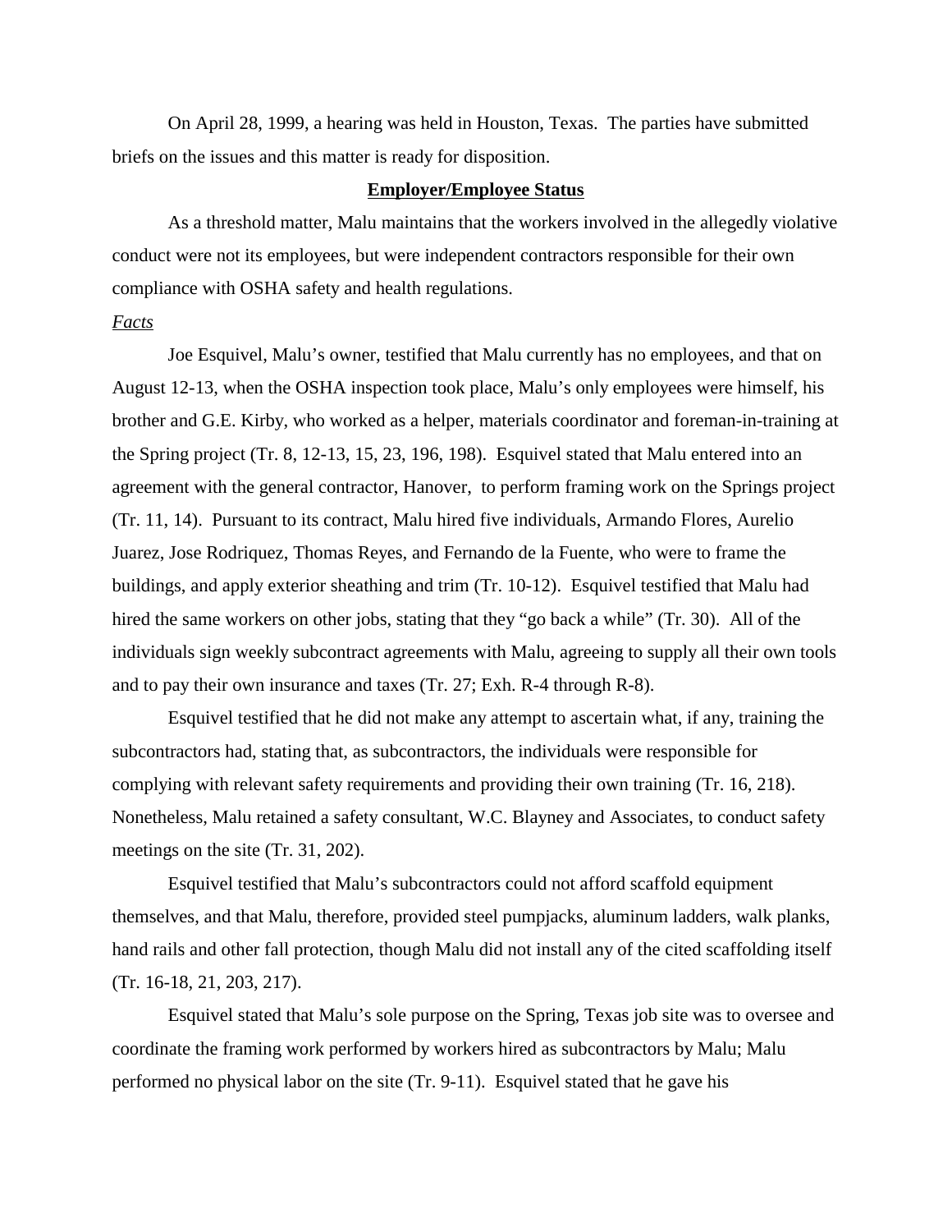On April 28, 1999, a hearing was held in Houston, Texas. The parties have submitted briefs on the issues and this matter is ready for disposition.

## Employer/Employee Status

As a threshold matter, Malu maintains that the workers involved in the allegedly violative conduct were not its employees, but were independent contractors responsible for their own compliance with OSHA safety and health regulations.

*Facts*

Joe Esquivel, Malu's owner, testified that Malu currently has no employees, and that on August 12-13, when the OSHA inspection took place, Malu's only employees were himself, his brother and G.E. Kirby, who worked as a helper, materials coordinator and foreman-in-training at the Spring project (Tr. 8, 12-13, 15, 23, 196, 198). Esquivel stated that Malu entered into an agreement with the general contractor, Hanover, to perform framing work on the Springs project (Tr. 11, 14). Pursuant to its contract, Malu hired five individuals, Armando Flores, Aurelio Juarez, Jose Rodriquez, Thomas Reyes, and Fernando de la Fuente, who were to frame the buildings, and apply exterior sheathing and trim (Tr. 10-12). Esquivel testified that Malu had hired the same workers on other jobs, stating that they "go back a while" (Tr. 30). All of the individuals sign weekly subcontract agreements with Malu, agreeing to supply all their own tools and to pay their own insurance and taxes (Tr. 27; Exh. R-4 through R-8).

Esquivel testified that he did not make any attempt to ascertain what, if any, training the subcontractors had, stating that, as subcontractors, the individuals were responsible for complying with relevant safety requirements and providing their own training (Tr. 16, 218). Nonetheless, Malu retained a safety consultant, W.C. Blayney and Associates, to conduct safety meetings on the site (Tr. 31, 202).

Esquivel testified that Malu's subcontractors could not afford scaffold equipment themselves, and that Malu, therefore, provided steel pumpjacks, aluminum ladders, walk planks, hand rails and other fall protection, though Malu did not install any of the cited scaffolding itself (Tr. 16-18, 21, 203, 217).

Esquivel stated that Malu's sole purpose on the Spring, Texas job site was to oversee and coordinate the framing work performed by workers hired as subcontractors by Malu; Malu performed no physical labor on the site (Tr. 9-11). Esquivel stated that he gave his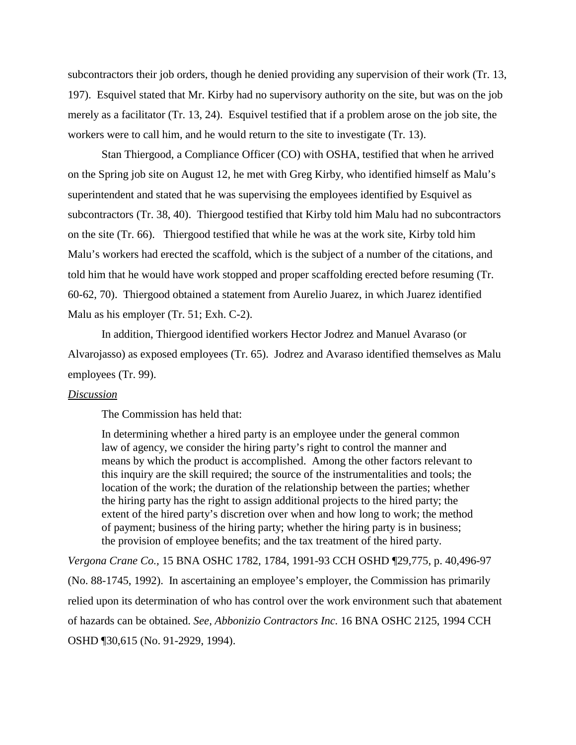subcontractors their job orders, though he denied providing any supervision of their work (Tr. 13, 197). Esquivel stated that Mr. Kirby had no supervisory authority on the site, but was on the job merely as a facilitator (Tr. 13, 24). Esquivel testified that if a problem arose on the job site, the workers were to call him, and he would return to the site to investigate (Tr. 13).

Stan Thiergood, a Compliance Officer (CO) with OSHA, testified that when he arrived on the Spring job site on August 12, he met with Greg Kirby, who identified himself as Malu's superintendent and stated that he was supervising the employees identified by Esquivel as subcontractors (Tr. 38, 40). Thiergood testified that Kirby told him Malu had no subcontractors on the site (Tr. 66). Thiergood testified that while he was at the work site, Kirby told him Malu's workers had erected the scaffold, which is the subject of a number of the citations, and told him that he would have work stopped and proper scaffolding erected before resuming (Tr. 60-62, 70). Thiergood obtained a statement from Aurelio Juarez, in which Juarez identified Malu as his employer (Tr. 51; Exh. C-2).

In addition, Thiergood identified workers Hector Jodrez and Manuel Avaraso (or Alvarojasso) as exposed employees (Tr. 65). Jodrez and Avaraso identified themselves as Malu employees (Tr. 99).

*Discussion*

The Commission has held that:

> In determining whether a hired party is an employee under the general common law of agency, we consider the hiring party's right to control the manner and means by which the product is accomplished. Among the other factors relevant to this inquiry are the skill required; the source of the instrumentalities and tools; the location of the work; the duration of the relationship between the parties; whether the hiring party has the right to assign additional projects to the hired party; the extent of the hired party's discretion over when and how long to work; the method of payment; business of the hiring party; whether the hiring party is in business; the provision of employee benefits; and the tax treatment of the hired party.

*Vergona Crane Co.*, 15 BNA OSHC 1782, 1784, 1991-93 CCH OSHD ¶29,775, p. 40,496-97 (No. 88-1745, 1992). In ascertaining an employee's employer, the Commission has primarily relied upon its determination of who has control over the work environment such that abatement of hazards can be obtained. *See, Abbonizio Contractors Inc.* 16 BNA OSHC 2125, 1994 CCH OSHD ¶30,615 (No. 91-2929, 1994).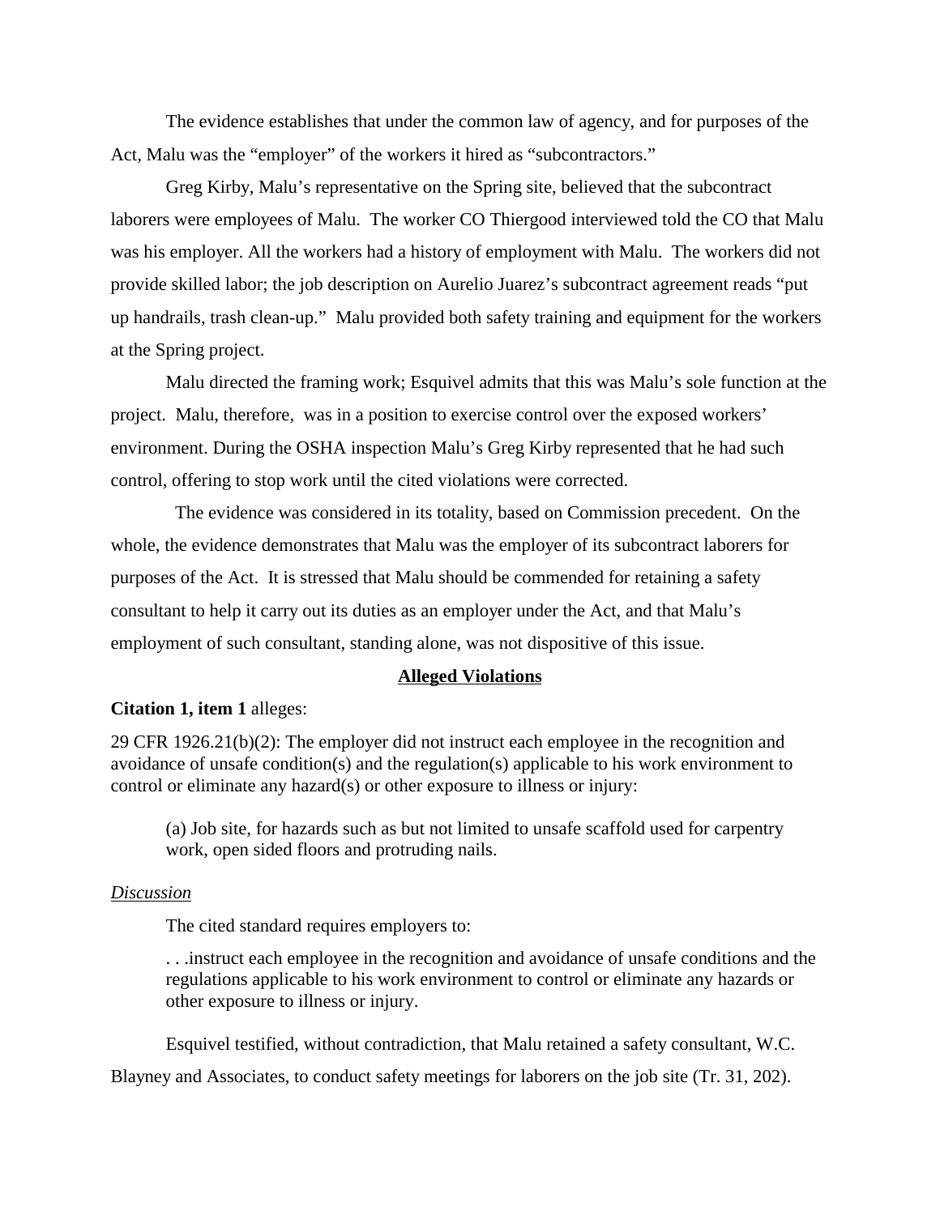The evidence establishes that under the common law of agency, and for purposes of the Act, Malu was the "employer" of the workers it hired as "subcontractors."

Greg Kirby, Malu's representative on the Spring site, believed that the subcontract laborers were employees of Malu. The worker CO Thiergood interviewed told the CO that Malu was his employer. All the workers had a history of employment with Malu. The workers did not provide skilled labor; the job description on Aurelio Juarez's subcontract agreement reads "put up handrails, trash clean-up." Malu provided both safety training and equipment for the workers at the Spring project.

Malu directed the framing work; Esquivel admits that this was Malu's sole function at the project. Malu, therefore, was in a position to exercise control over the exposed workers' environment. During the OSHA inspection Malu's Greg Kirby represented that he had such control, offering to stop work until the cited violations were corrected.

The evidence was considered in its totality, based on Commission precedent. On the whole, the evidence demonstrates that Malu was the employer of its subcontract laborers for purposes of the Act. It is stressed that Malu should be commended for retaining a safety consultant to help it carry out its duties as an employer under the Act, and that Malu's employment of such consultant, standing alone, was not dispositive of this issue.

## Alleged Violations

**Citation 1, item 1** alleges:

29 CFR 1926.21(b)(2): The employer did not instruct each employee in the recognition and avoidance of unsafe condition(s) and the regulation(s) applicable to his work environment to control or eliminate any hazard(s) or other exposure to illness or injury:

> (a) Job site, for hazards such as but not limited to unsafe scaffold used for carpentry work, open sided floors and protruding nails.

*Discussion*

The cited standard requires employers to:

> . . .instruct each employee in the recognition and avoidance of unsafe conditions and the regulations applicable to his work environment to control or eliminate any hazards or other exposure to illness or injury.

Esquivel testified, without contradiction, that Malu retained a safety consultant, W.C. Blayney and Associates, to conduct safety meetings for laborers on the job site (Tr. 31, 202).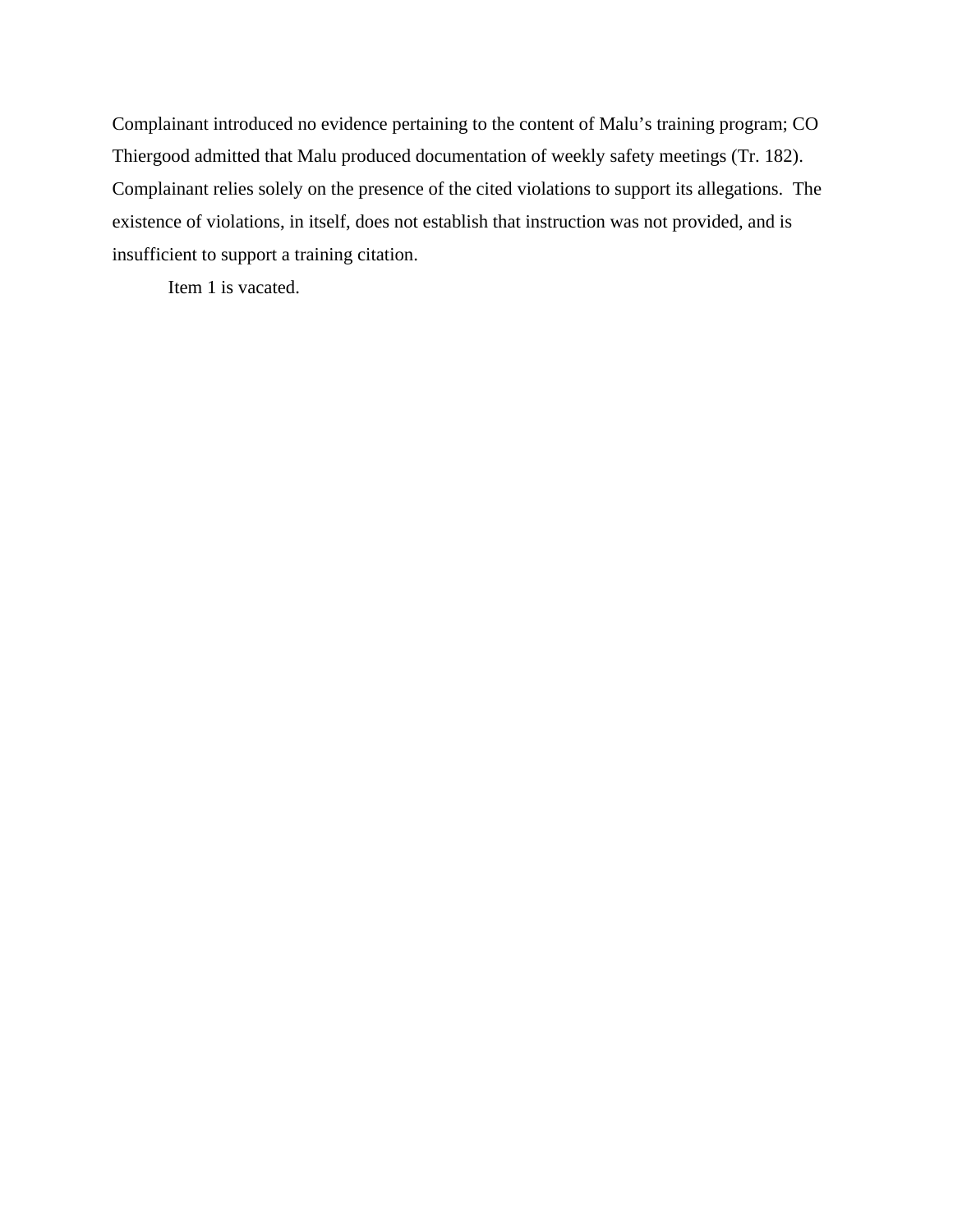Complainant introduced no evidence pertaining to the content of Malu's training program; CO Thiergood admitted that Malu produced documentation of weekly safety meetings (Tr. 182). Complainant relies solely on the presence of the cited violations to support its allegations. The existence of violations, in itself, does not establish that instruction was not provided, and is insufficient to support a training citation.

Item 1 is vacated.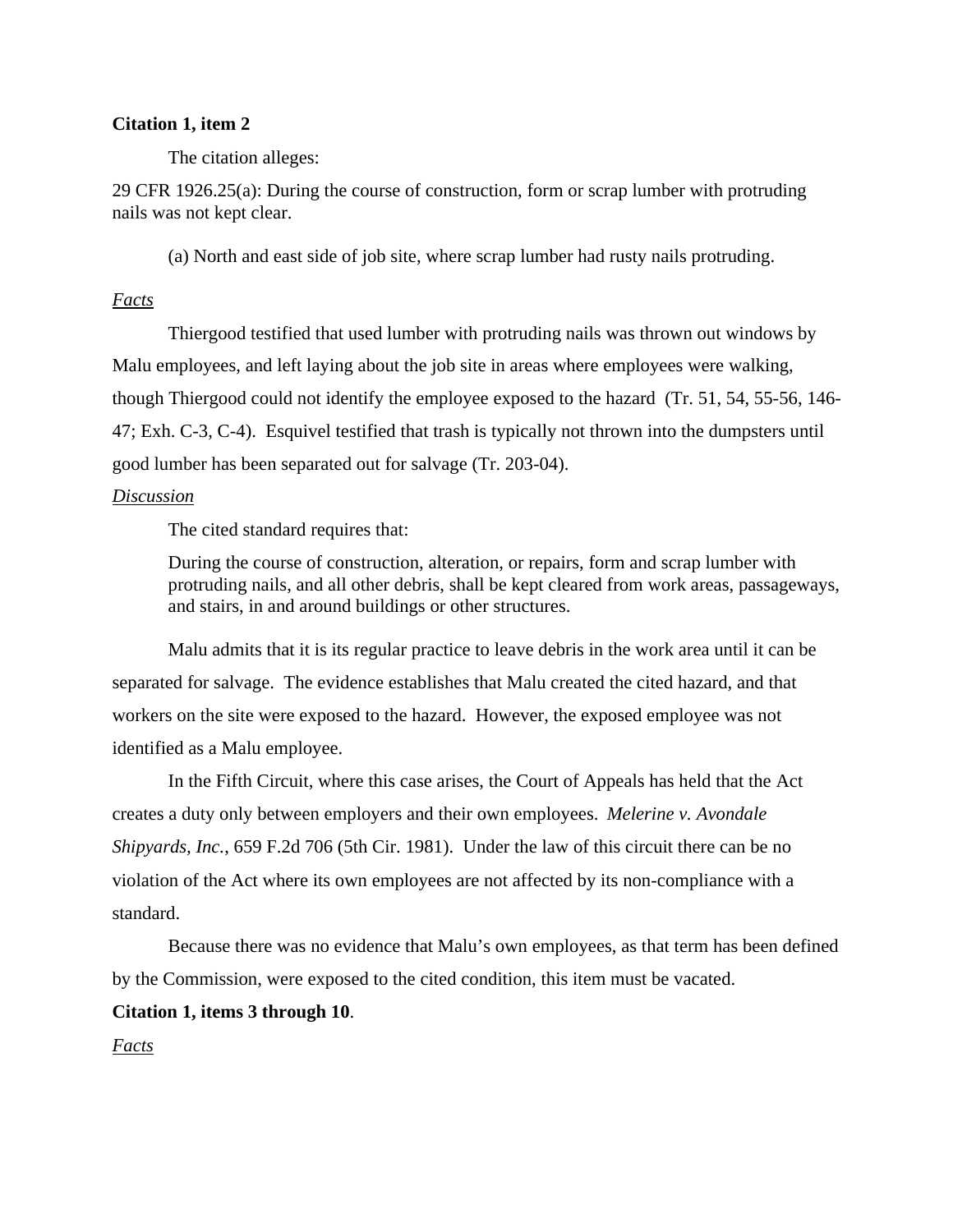**Citation 1, item 2**

The citation alleges:

29 CFR 1926.25(a): During the course of construction, form or scrap lumber with protruding nails was not kept clear.

(a) North and east side of job site, where scrap lumber had rusty nails protruding.

*Facts*

Thiergood testified that used lumber with protruding nails was thrown out windows by Malu employees, and left laying about the job site in areas where employees were walking, though Thiergood could not identify the employee exposed to the hazard (Tr. 51, 54, 55-56, 146-47; Exh. C-3, C-4). Esquivel testified that trash is typically not thrown into the dumpsters until good lumber has been separated out for salvage (Tr. 203-04).

*Discussion*

The cited standard requires that:

> During the course of construction, alteration, or repairs, form and scrap lumber with protruding nails, and all other debris, shall be kept cleared from work areas, passageways, and stairs, in and around buildings or other structures.

Malu admits that it is its regular practice to leave debris in the work area until it can be separated for salvage. The evidence establishes that Malu created the cited hazard, and that workers on the site were exposed to the hazard. However, the exposed employee was not identified as a Malu employee.

In the Fifth Circuit, where this case arises, the Court of Appeals has held that the Act creates a duty only between employers and their own employees. *Melerine v. Avondale Shipyards, Inc.*, 659 F.2d 706 (5th Cir. 1981). Under the law of this circuit there can be no violation of the Act where its own employees are not affected by its non-compliance with a standard.

Because there was no evidence that Malu's own employees, as that term has been defined by the Commission, were exposed to the cited condition, this item must be vacated.

**Citation 1, items 3 through 10**.

*Facts*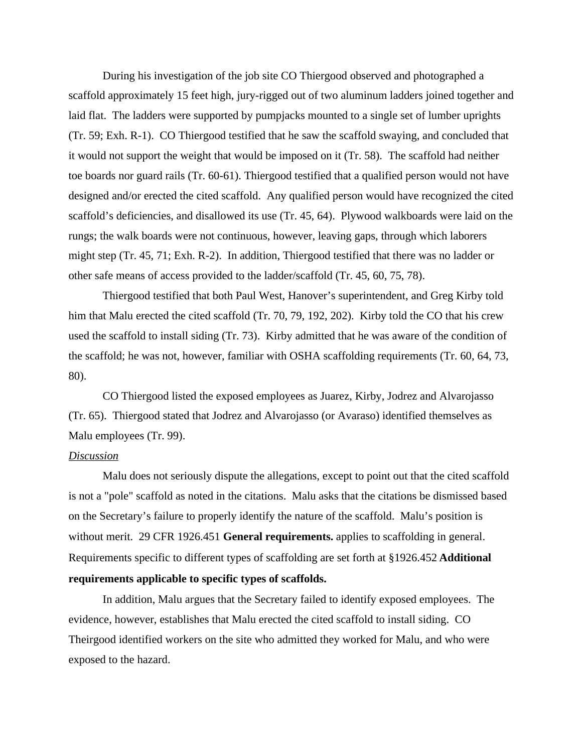During his investigation of the job site CO Thiergood observed and photographed a scaffold approximately 15 feet high, jury-rigged out of two aluminum ladders joined together and laid flat. The ladders were supported by pumpjacks mounted to a single set of lumber uprights (Tr. 59; Exh. R-1). CO Thiergood testified that he saw the scaffold swaying, and concluded that it would not support the weight that would be imposed on it (Tr. 58). The scaffold had neither toe boards nor guard rails (Tr. 60-61). Thiergood testified that a qualified person would not have designed and/or erected the cited scaffold. Any qualified person would have recognized the cited scaffold's deficiencies, and disallowed its use (Tr. 45, 64). Plywood walkboards were laid on the rungs; the walk boards were not continuous, however, leaving gaps, through which laborers might step (Tr. 45, 71; Exh. R-2). In addition, Thiergood testified that there was no ladder or other safe means of access provided to the ladder/scaffold (Tr. 45, 60, 75, 78).

Thiergood testified that both Paul West, Hanover's superintendent, and Greg Kirby told him that Malu erected the cited scaffold (Tr. 70, 79, 192, 202). Kirby told the CO that his crew used the scaffold to install siding (Tr. 73). Kirby admitted that he was aware of the condition of the scaffold; he was not, however, familiar with OSHA scaffolding requirements (Tr. 60, 64, 73, 80).

CO Thiergood listed the exposed employees as Juarez, Kirby, Jodrez and Alvarojasso (Tr. 65). Thiergood stated that Jodrez and Alvarojasso (or Avaraso) identified themselves as Malu employees (Tr. 99).

*Discussion*

Malu does not seriously dispute the allegations, except to point out that the cited scaffold is not a "pole" scaffold as noted in the citations. Malu asks that the citations be dismissed based on the Secretary's failure to properly identify the nature of the scaffold. Malu's position is without merit. 29 CFR 1926.451 **General requirements.** applies to scaffolding in general. Requirements specific to different types of scaffolding are set forth at §1926.452 **Additional requirements applicable to specific types of scaffolds.**

In addition, Malu argues that the Secretary failed to identify exposed employees. The evidence, however, establishes that Malu erected the cited scaffold to install siding. CO Theirgood identified workers on the site who admitted they worked for Malu, and who were exposed to the hazard.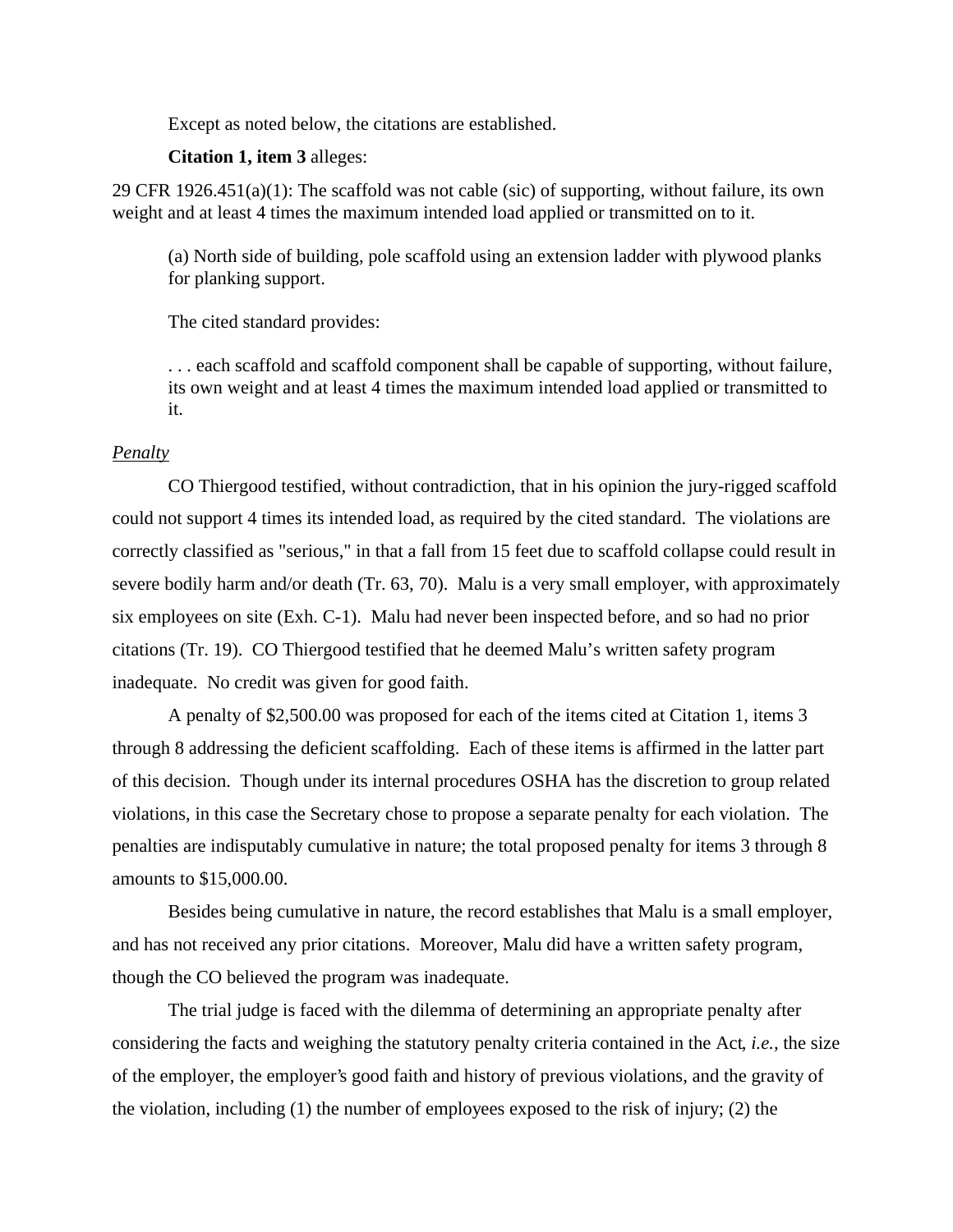Except as noted below, the citations are established.

**Citation 1, item 3** alleges:

29 CFR 1926.451(a)(1): The scaffold was not cable (sic) of supporting, without failure, its own weight and at least 4 times the maximum intended load applied or transmitted on to it.

> (a) North side of building, pole scaffold using an extension ladder with plywood planks for planking support.

The cited standard provides:

> . . . each scaffold and scaffold component shall be capable of supporting, without failure, its own weight and at least 4 times the maximum intended load applied or transmitted to it.

*Penalty*

CO Thiergood testified, without contradiction, that in his opinion the jury-rigged scaffold could not support 4 times its intended load, as required by the cited standard. The violations are correctly classified as "serious," in that a fall from 15 feet due to scaffold collapse could result in severe bodily harm and/or death (Tr. 63, 70). Malu is a very small employer, with approximately six employees on site (Exh. C-1). Malu had never been inspected before, and so had no prior citations (Tr. 19). CO Thiergood testified that he deemed Malu's written safety program inadequate. No credit was given for good faith.

A penalty of $2,500.00 was proposed for each of the items cited at Citation 1, items 3 through 8 addressing the deficient scaffolding. Each of these items is affirmed in the latter part of this decision. Though under its internal procedures OSHA has the discretion to group related violations, in this case the Secretary chose to propose a separate penalty for each violation. The penalties are indisputably cumulative in nature; the total proposed penalty for items 3 through 8 amounts to $15,000.00.

Besides being cumulative in nature, the record establishes that Malu is a small employer, and has not received any prior citations. Moreover, Malu did have a written safety program, though the CO believed the program was inadequate.

The trial judge is faced with the dilemma of determining an appropriate penalty after considering the facts and weighing the statutory penalty criteria contained in the Act, *i.e.*, the size of the employer, the employer's good faith and history of previous violations, and the gravity of the violation, including (1) the number of employees exposed to the risk of injury; (2) the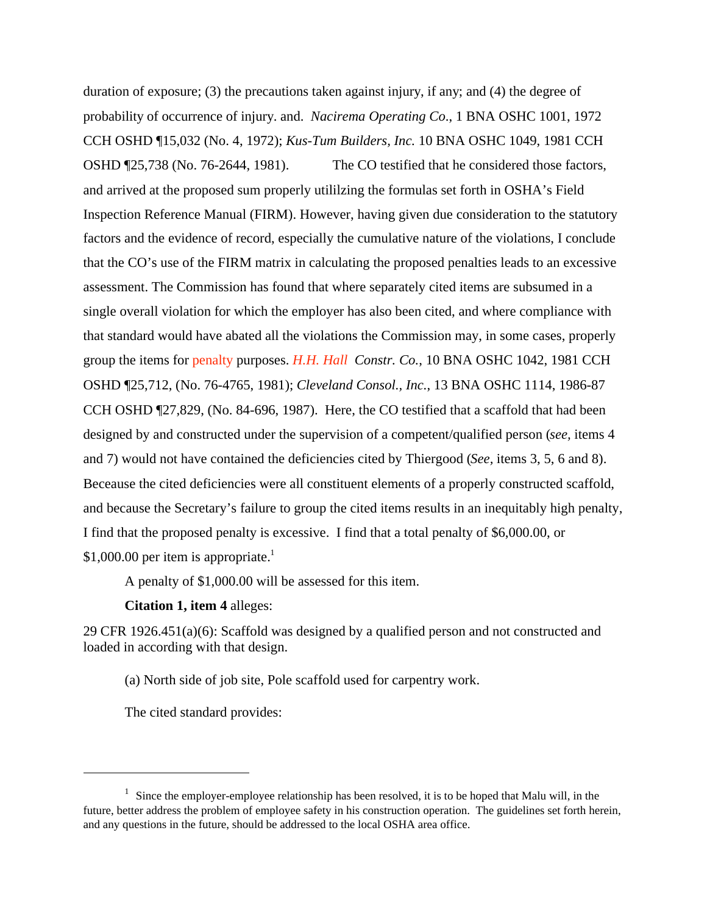duration of exposure; (3) the precautions taken against injury, if any; and (4) the degree of probability of occurrence of injury. and. *Nacirema Operating Co*., 1 BNA OSHC 1001, 1972 CCH OSHD ¶15,032 (No. 4, 1972); *Kus-Tum Builders, Inc.* 10 BNA OSHC 1049, 1981 CCH OSHD ¶25,738 (No. 76-2644, 1981). The CO testified that he considered those factors, and arrived at the proposed sum properly utililzing the formulas set forth in OSHA's Field Inspection Reference Manual (FIRM). However, having given due consideration to the statutory factors and the evidence of record, especially the cumulative nature of the violations, I conclude that the CO's use of the FIRM matrix in calculating the proposed penalties leads to an excessive assessment. The Commission has found that where separately cited items are subsumed in a single overall violation for which the employer has also been cited, and where compliance with that standard would have abated all the violations the Commission may, in some cases, properly group the items for penalty purposes. *H.H. Hall Constr. Co.*, 10 BNA OSHC 1042, 1981 CCH OSHD ¶25,712, (No. 76-4765, 1981); *Cleveland Consol., Inc*., 13 BNA OSHC 1114, 1986-87 CCH OSHD ¶27,829, (No. 84-696, 1987). Here, the CO testified that a scaffold that had been designed by and constructed under the supervision of a competent/qualified person (*see,* items 4 and 7) would not have contained the deficiencies cited by Thiergood (*See,* items 3, 5, 6 and 8). Beceause the cited deficiencies were all constituent elements of a properly constructed scaffold, and because the Secretary's failure to group the cited items results in an inequitably high penalty, I find that the proposed penalty is excessive. I find that a total penalty of $6,000.00, or $1,000.00 per item is appropriate.[1]

A penalty of $1,000.00 will be assessed for this item.

**Citation 1, item 4** alleges:

29 CFR 1926.451(a)(6): Scaffold was designed by a qualified person and not constructed and loaded in according with that design.

(a) North side of job site, Pole scaffold used for carpentry work.

The cited standard provides:

---

[1] Since the employer-employee relationship has been resolved, it is to be hoped that Malu will, in the future, better address the problem of employee safety in his construction operation. The guidelines set forth herein, and any questions in the future, should be addressed to the local OSHA area office.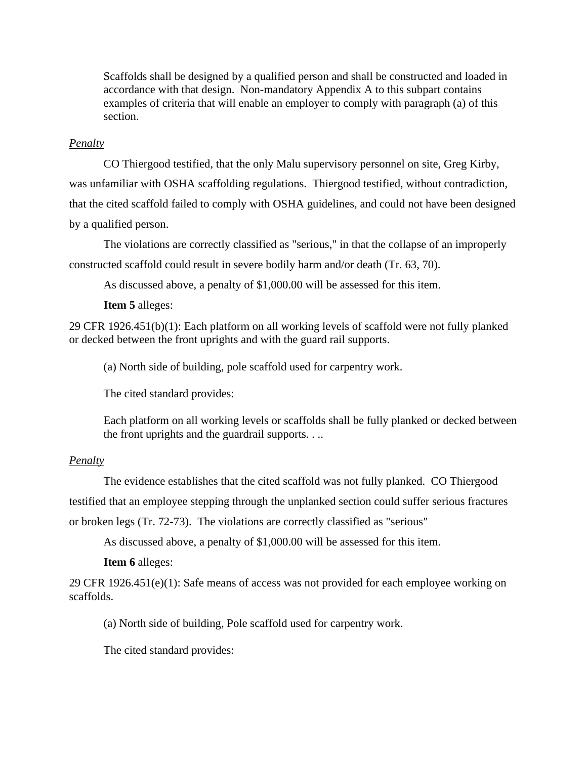Scaffolds shall be designed by a qualified person and shall be constructed and loaded in accordance with that design. Non-mandatory Appendix A to this subpart contains examples of criteria that will enable an employer to comply with paragraph (a) of this section.

*Penalty*

CO Thiergood testified, that the only Malu supervisory personnel on site, Greg Kirby, was unfamiliar with OSHA scaffolding regulations. Thiergood testified, without contradiction, that the cited scaffold failed to comply with OSHA guidelines, and could not have been designed by a qualified person.

The violations are correctly classified as "serious," in that the collapse of an improperly constructed scaffold could result in severe bodily harm and/or death (Tr. 63, 70).

As discussed above, a penalty of $1,000.00 will be assessed for this item.

**Item 5** alleges:

29 CFR 1926.451(b)(1): Each platform on all working levels of scaffold were not fully planked or decked between the front uprights and with the guard rail supports.

(a) North side of building, pole scaffold used for carpentry work.

The cited standard provides:

Each platform on all working levels or scaffolds shall be fully planked or decked between the front uprights and the guardrail supports. . ..

*Penalty*

The evidence establishes that the cited scaffold was not fully planked. CO Thiergood testified that an employee stepping through the unplanked section could suffer serious fractures or broken legs (Tr. 72-73). The violations are correctly classified as "serious"

As discussed above, a penalty of $1,000.00 will be assessed for this item.

**Item 6** alleges:

29 CFR 1926.451(e)(1): Safe means of access was not provided for each employee working on scaffolds.

(a) North side of building, Pole scaffold used for carpentry work.

The cited standard provides: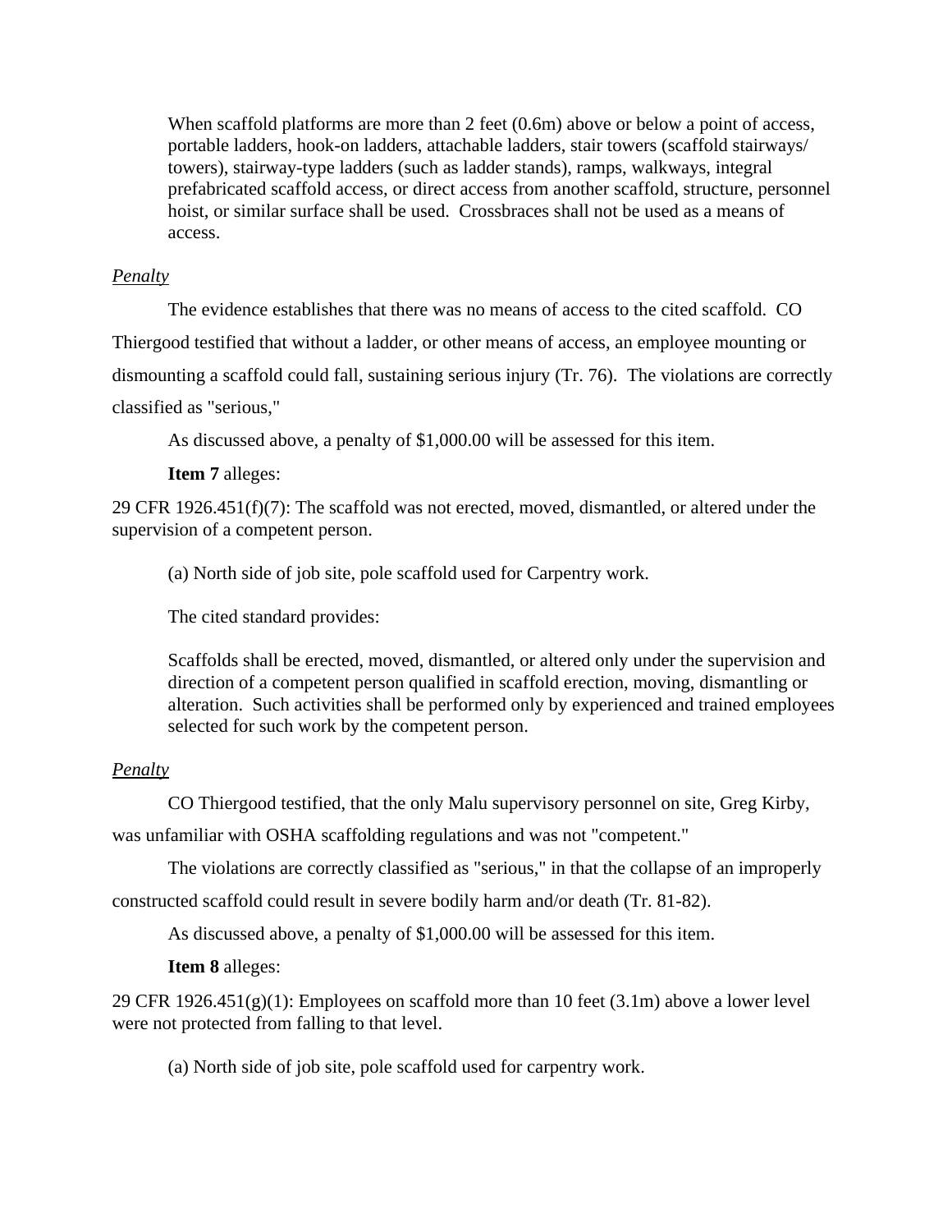> When scaffold platforms are more than 2 feet (0.6m) above or below a point of access, portable ladders, hook-on ladders, attachable ladders, stair towers (scaffold stairways/ towers), stairway-type ladders (such as ladder stands), ramps, walkways, integral prefabricated scaffold access, or direct access from another scaffold, structure, personnel hoist, or similar surface shall be used. Crossbraces shall not be used as a means of access.

*Penalty*

The evidence establishes that there was no means of access to the cited scaffold. CO Thiergood testified that without a ladder, or other means of access, an employee mounting or dismounting a scaffold could fall, sustaining serious injury (Tr. 76). The violations are correctly classified as "serious,"

As discussed above, a penalty of $1,000.00 will be assessed for this item.

**Item 7** alleges:

29 CFR 1926.451(f)(7): The scaffold was not erected, moved, dismantled, or altered under the supervision of a competent person.

(a) North side of job site, pole scaffold used for Carpentry work.

The cited standard provides:

> Scaffolds shall be erected, moved, dismantled, or altered only under the supervision and direction of a competent person qualified in scaffold erection, moving, dismantling or alteration. Such activities shall be performed only by experienced and trained employees selected for such work by the competent person.

*Penalty*

CO Thiergood testified, that the only Malu supervisory personnel on site, Greg Kirby, was unfamiliar with OSHA scaffolding regulations and was not "competent."

The violations are correctly classified as "serious," in that the collapse of an improperly constructed scaffold could result in severe bodily harm and/or death (Tr. 81-82).

As discussed above, a penalty of $1,000.00 will be assessed for this item.

**Item 8** alleges:

29 CFR 1926.451(g)(1): Employees on scaffold more than 10 feet (3.1m) above a lower level were not protected from falling to that level.

(a) North side of job site, pole scaffold used for carpentry work.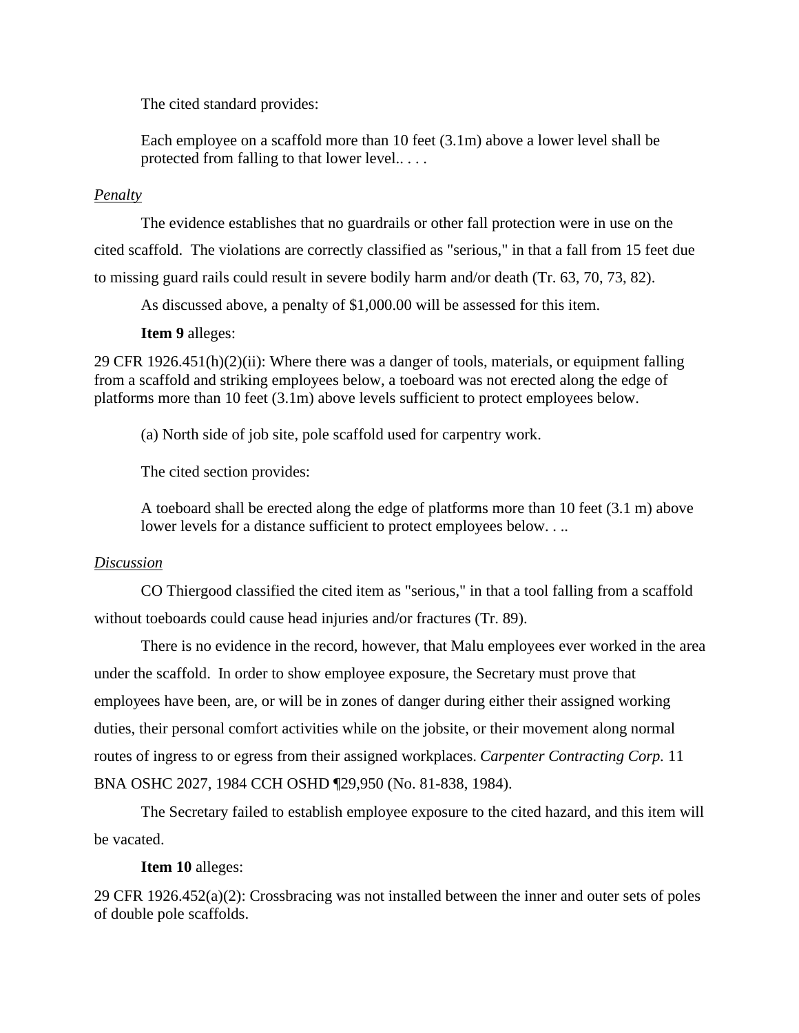The cited standard provides:

> Each employee on a scaffold more than 10 feet (3.1m) above a lower level shall be protected from falling to that lower level.. . . .

*Penalty*

The evidence establishes that no guardrails or other fall protection were in use on the cited scaffold. The violations are correctly classified as "serious," in that a fall from 15 feet due to missing guard rails could result in severe bodily harm and/or death (Tr. 63, 70, 73, 82).

As discussed above, a penalty of $1,000.00 will be assessed for this item.

**Item 9** alleges:

29 CFR 1926.451(h)(2)(ii): Where there was a danger of tools, materials, or equipment falling from a scaffold and striking employees below, a toeboard was not erected along the edge of platforms more than 10 feet (3.1m) above levels sufficient to protect employees below.

(a) North side of job site, pole scaffold used for carpentry work.

The cited section provides:

> A toeboard shall be erected along the edge of platforms more than 10 feet (3.1 m) above lower levels for a distance sufficient to protect employees below. . ..

*Discussion*

CO Thiergood classified the cited item as "serious," in that a tool falling from a scaffold without toeboards could cause head injuries and/or fractures (Tr. 89).

There is no evidence in the record, however, that Malu employees ever worked in the area under the scaffold. In order to show employee exposure, the Secretary must prove that employees have been, are, or will be in zones of danger during either their assigned working duties, their personal comfort activities while on the jobsite, or their movement along normal routes of ingress to or egress from their assigned workplaces. *Carpenter Contracting Corp.* 11 BNA OSHC 2027, 1984 CCH OSHD ¶29,950 (No. 81-838, 1984).

The Secretary failed to establish employee exposure to the cited hazard, and this item will be vacated.

**Item 10** alleges:

29 CFR 1926.452(a)(2): Crossbracing was not installed between the inner and outer sets of poles of double pole scaffolds.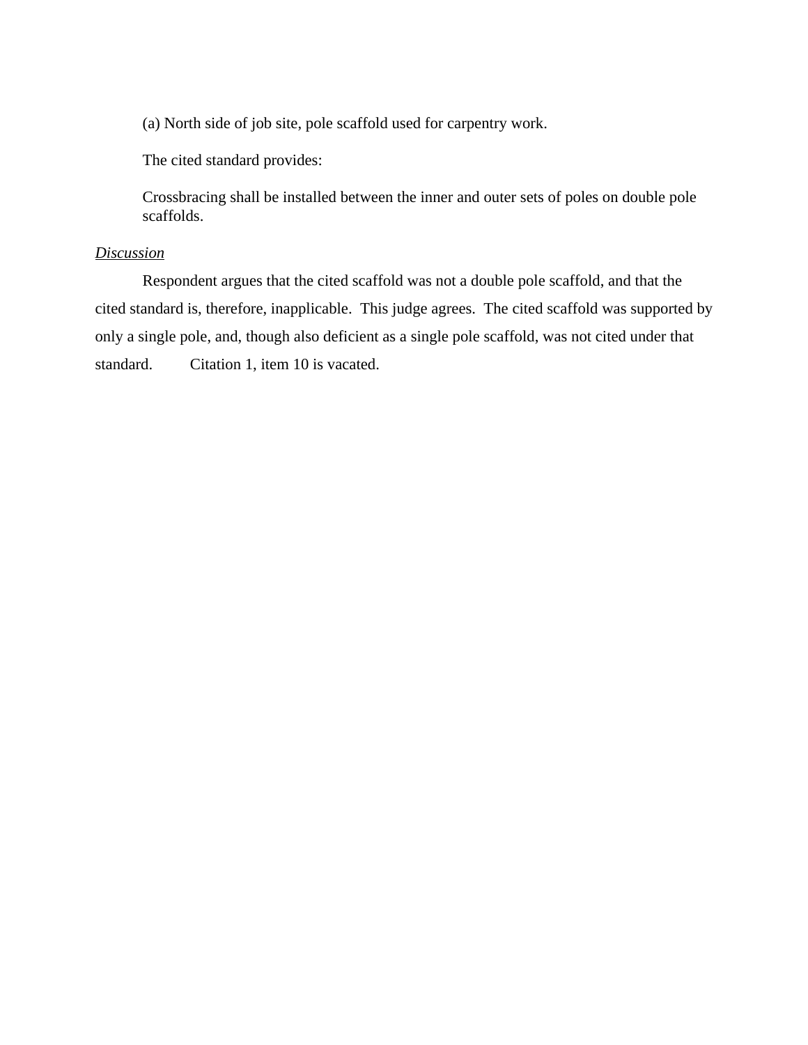(a) North side of job site, pole scaffold used for carpentry work.

The cited standard provides:

> Crossbracing shall be installed between the inner and outer sets of poles on double pole scaffolds.

*Discussion*

Respondent argues that the cited scaffold was not a double pole scaffold, and that the cited standard is, therefore, inapplicable. This judge agrees. The cited scaffold was supported by only a single pole, and, though also deficient as a single pole scaffold, was not cited under that standard. Citation 1, item 10 is vacated.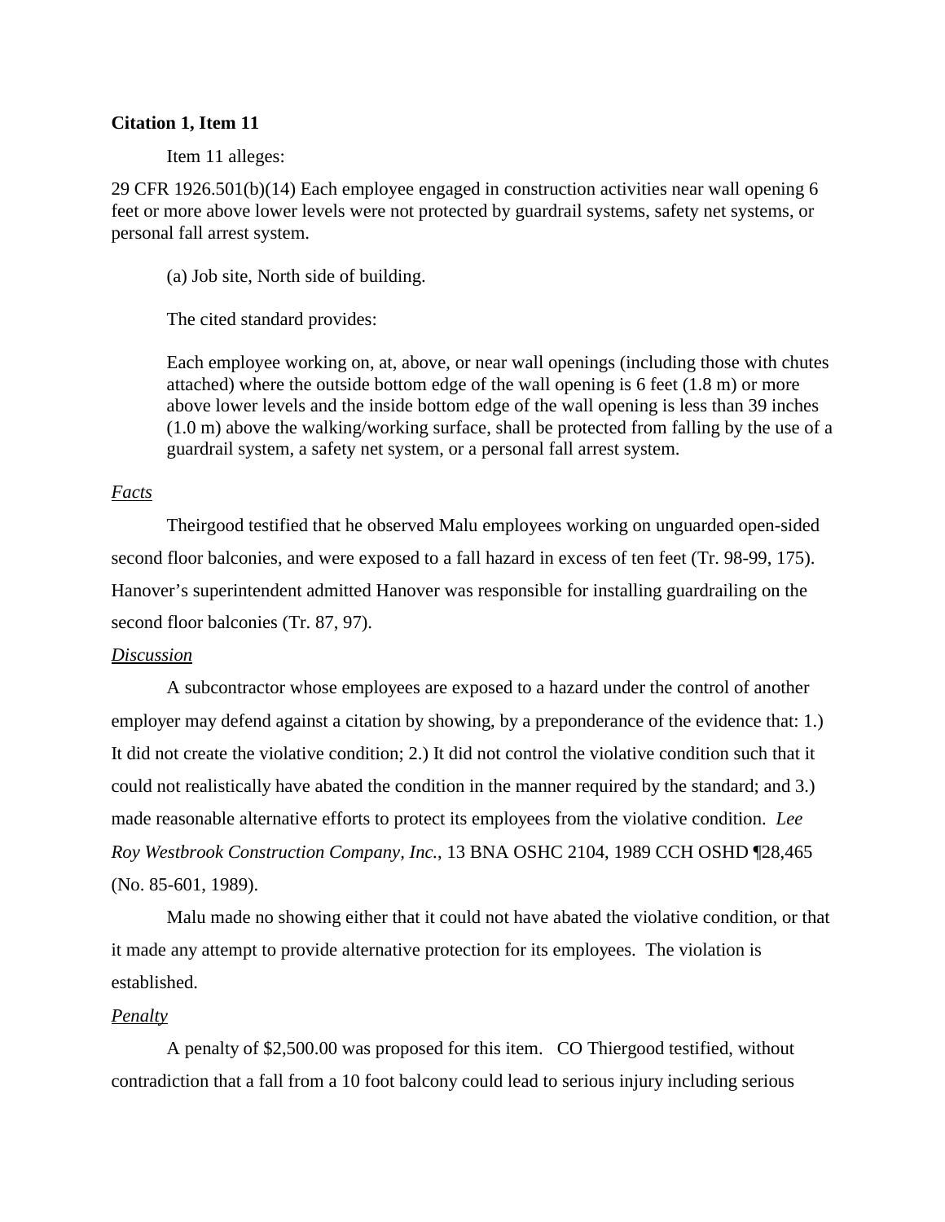**Citation 1, Item 11**

Item 11 alleges:

29 CFR 1926.501(b)(14) Each employee engaged in construction activities near wall opening 6 feet or more above lower levels were not protected by guardrail systems, safety net systems, or personal fall arrest system.

(a) Job site, North side of building.

The cited standard provides:

> Each employee working on, at, above, or near wall openings (including those with chutes attached) where the outside bottom edge of the wall opening is 6 feet (1.8 m) or more above lower levels and the inside bottom edge of the wall opening is less than 39 inches (1.0 m) above the walking/working surface, shall be protected from falling by the use of a guardrail system, a safety net system, or a personal fall arrest system.

*Facts*

Theirgood testified that he observed Malu employees working on unguarded open-sided second floor balconies, and were exposed to a fall hazard in excess of ten feet (Tr. 98-99, 175). Hanover's superintendent admitted Hanover was responsible for installing guardrailing on the second floor balconies (Tr. 87, 97).

*Discussion*

A subcontractor whose employees are exposed to a hazard under the control of another employer may defend against a citation by showing, by a preponderance of the evidence that: 1.) It did not create the violative condition; 2.) It did not control the violative condition such that it could not realistically have abated the condition in the manner required by the standard; and 3.) made reasonable alternative efforts to protect its employees from the violative condition. *Lee Roy Westbrook Construction Company, Inc.*, 13 BNA OSHC 2104, 1989 CCH OSHD ¶28,465 (No. 85-601, 1989).

Malu made no showing either that it could not have abated the violative condition, or that it made any attempt to provide alternative protection for its employees. The violation is established.

*Penalty*

A penalty of $2,500.00 was proposed for this item. CO Thiergood testified, without contradiction that a fall from a 10 foot balcony could lead to serious injury including serious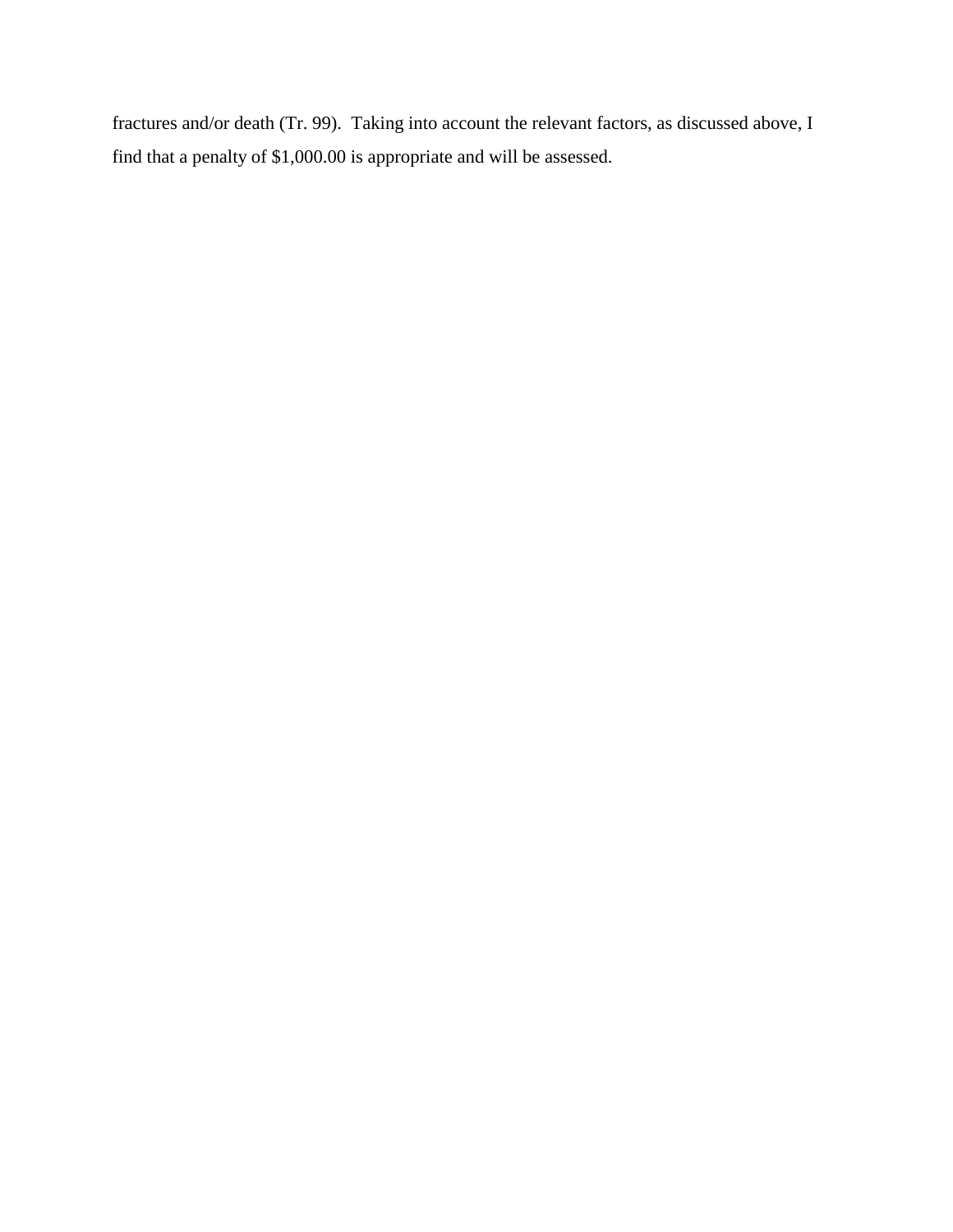fractures and/or death (Tr. 99). Taking into account the relevant factors, as discussed above, I find that a penalty of $1,000.00 is appropriate and will be assessed.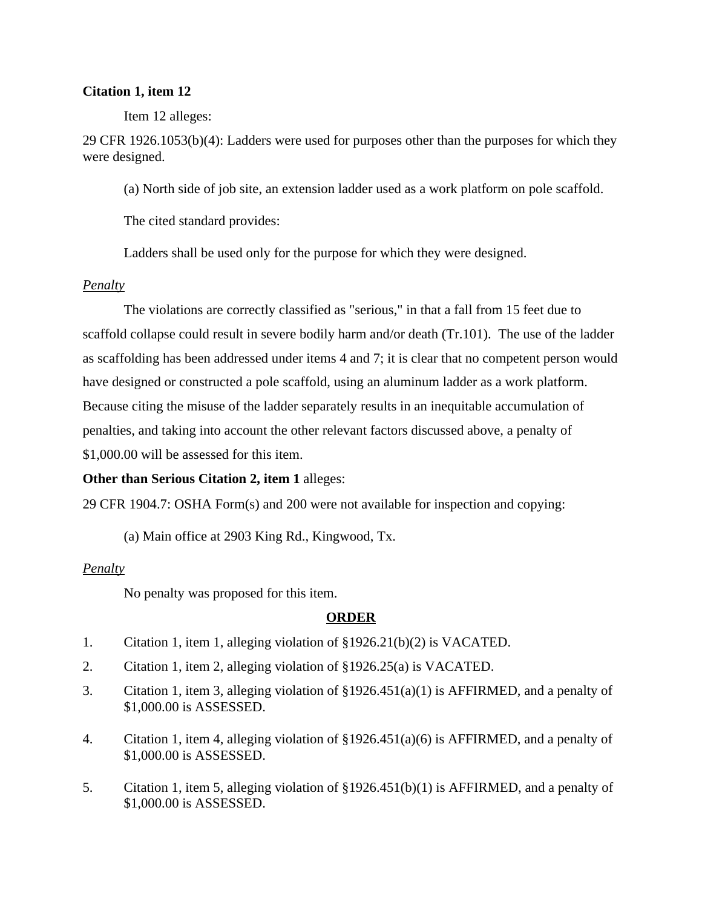**Citation 1, item 12**

Item 12 alleges:

29 CFR 1926.1053(b)(4): Ladders were used for purposes other than the purposes for which they were designed.

(a) North side of job site, an extension ladder used as a work platform on pole scaffold.

The cited standard provides:

Ladders shall be used only for the purpose for which they were designed.

*Penalty*

The violations are correctly classified as "serious," in that a fall from 15 feet due to scaffold collapse could result in severe bodily harm and/or death (Tr.101). The use of the ladder as scaffolding has been addressed under items 4 and 7; it is clear that no competent person would have designed or constructed a pole scaffold, using an aluminum ladder as a work platform. Because citing the misuse of the ladder separately results in an inequitable accumulation of penalties, and taking into account the other relevant factors discussed above, a penalty of $1,000.00 will be assessed for this item.

**Other than Serious Citation 2, item 1** alleges:

29 CFR 1904.7: OSHA Form(s) and 200 were not available for inspection and copying:

(a) Main office at 2903 King Rd., Kingwood, Tx.

*Penalty*

No penalty was proposed for this item.

**ORDER**

1. Citation 1, item 1, alleging violation of §1926.21(b)(2) is VACATED.
2. Citation 1, item 2, alleging violation of §1926.25(a) is VACATED.
3. Citation 1, item 3, alleging violation of §1926.451(a)(1) is AFFIRMED, and a penalty of $1,000.00 is ASSESSED.
4. Citation 1, item 4, alleging violation of §1926.451(a)(6) is AFFIRMED, and a penalty of $1,000.00 is ASSESSED.
5. Citation 1, item 5, alleging violation of §1926.451(b)(1) is AFFIRMED, and a penalty of $1,000.00 is ASSESSED.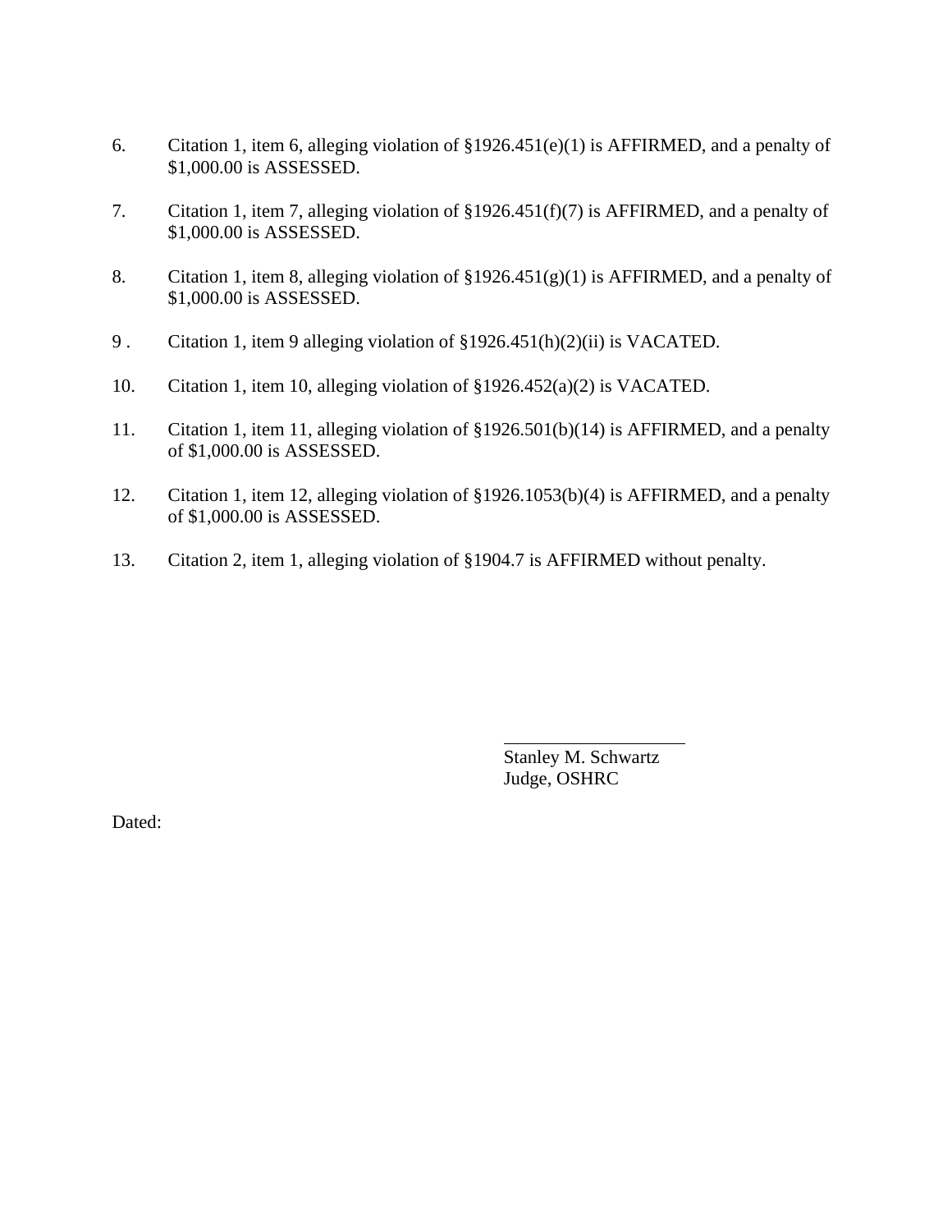6. Citation 1, item 6, alleging violation of §1926.451(e)(1) is AFFIRMED, and a penalty of $1,000.00 is ASSESSED.

7. Citation 1, item 7, alleging violation of §1926.451(f)(7) is AFFIRMED, and a penalty of $1,000.00 is ASSESSED.

8. Citation 1, item 8, alleging violation of §1926.451(g)(1) is AFFIRMED, and a penalty of $1,000.00 is ASSESSED.

9 . Citation 1, item 9 alleging violation of §1926.451(h)(2)(ii) is VACATED.

10. Citation 1, item 10, alleging violation of §1926.452(a)(2) is VACATED.

11. Citation 1, item 11, alleging violation of §1926.501(b)(14) is AFFIRMED, and a penalty of $1,000.00 is ASSESSED.

12. Citation 1, item 12, alleging violation of §1926.1053(b)(4) is AFFIRMED, and a penalty of $1,000.00 is ASSESSED.

13. Citation 2, item 1, alleging violation of §1904.7 is AFFIRMED without penalty.

Stanley M. Schwartz
Judge, OSHRC

Dated: